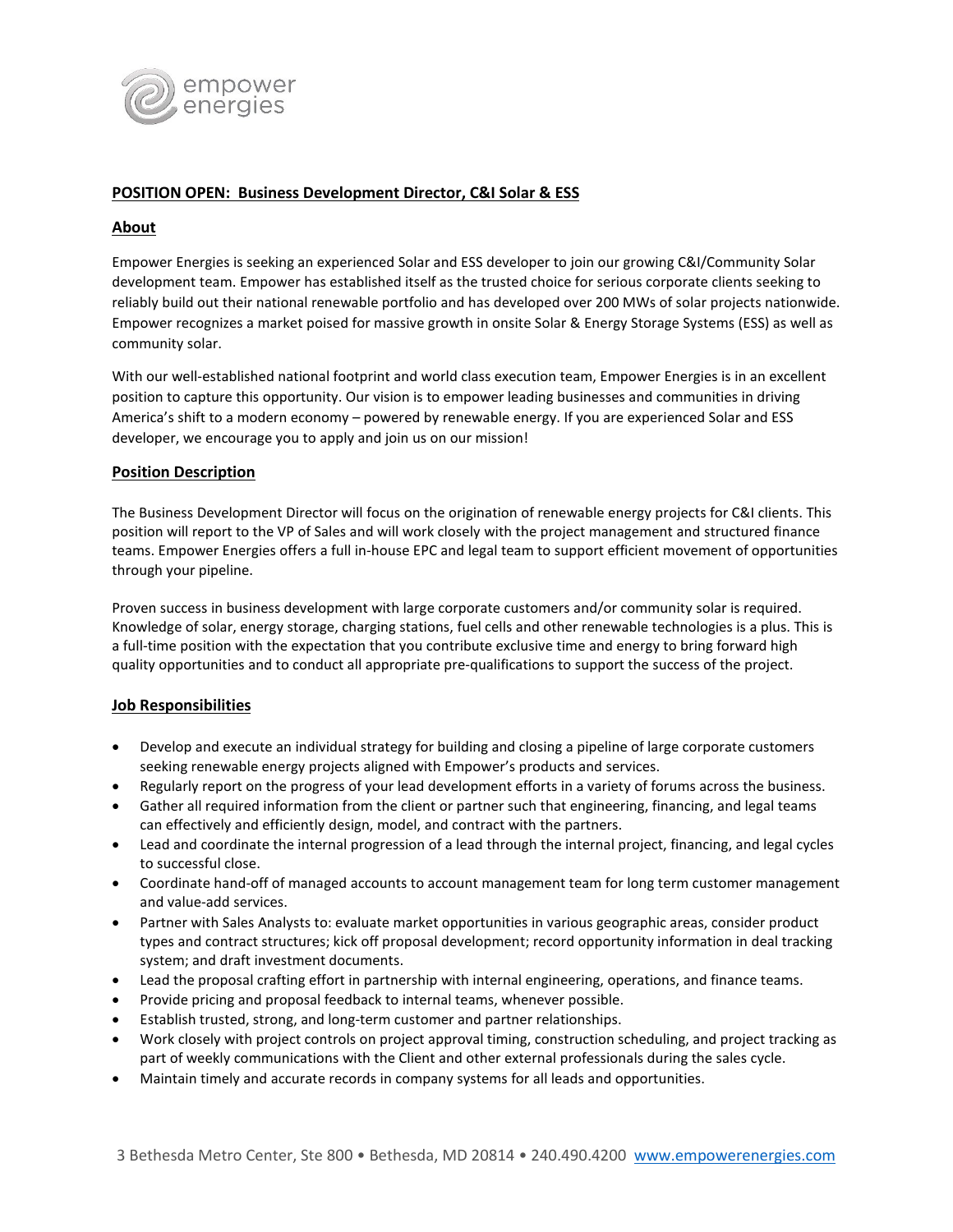## POSITION OPEN: Business Development Director, C&I Solar & ESS

### About

Empower Energies is seeking an experienced Solar and ESS developer to join our growing C&I/Community Solar development team. Empower has established itself as the trusted choice for serious corporate clients seeking to reliably build out their national renewable portfolio and has developed over 200 MWs of solar projects nationwide. Empower recognizes a market poised for massive growth in onsite Solar & Energy Storage Systems (ESS) as well as community solar.

With our well-established national footprint and world class execution team, Empower Energies is in an excellent position to capture this opportunity. Our vision is to empower leading businesses and communities in driving America's shift to a modern economy – powered by renewable energy. If you are experienced Solar and ESS developer, we encourage you to apply and join us on our mission!

### Position Description

The Business Development Director will focus on the origination of renewable energy projects for C&I clients. This position will report to the VP of Sales and will work closely with the project management and structured finance teams. Empower Energies offers a full in-house EPC and legal team to support efficient movement of opportunities through your pipeline.

Proven success in business development with large corporate customers and/or community solar is required. Knowledge of solar, energy storage, charging stations, fuel cells and other renewable technologies is a plus. This is a full-time position with the expectation that you contribute exclusive time and energy to bring forward high quality opportunities and to conduct all appropriate pre-qualifications to support the success of the project.

### Job Responsibilities

- Develop and execute an individual strategy for building and closing a pipeline of large corporate customers seeking renewable energy projects aligned with Empower's products and services.
- Regularly report on the progress of your lead development efforts in a variety of forums across the business.
- Gather all required information from the client or partner such that engineering, financing, and legal teams can effectively and efficiently design, model, and contract with the partners.
- Lead and coordinate the internal progression of a lead through the internal project, financing, and legal cycles to successful close.
- Coordinate hand-off of managed accounts to account management team for long term customer management and value-add services.
- Partner with Sales Analysts to: evaluate market opportunities in various geographic areas, consider product types and contract structures; kick off proposal development; record opportunity information in deal tracking system; and draft investment documents.
- Lead the proposal crafting effort in partnership with internal engineering, operations, and finance teams.
- Provide pricing and proposal feedback to internal teams, whenever possible.
- Establish trusted, strong, and long-term customer and partner relationships.
- Work closely with project controls on project approval timing, construction scheduling, and project tracking as part of weekly communications with the Client and other external professionals during the sales cycle.
- Maintain timely and accurate records in company systems for all leads and opportunities.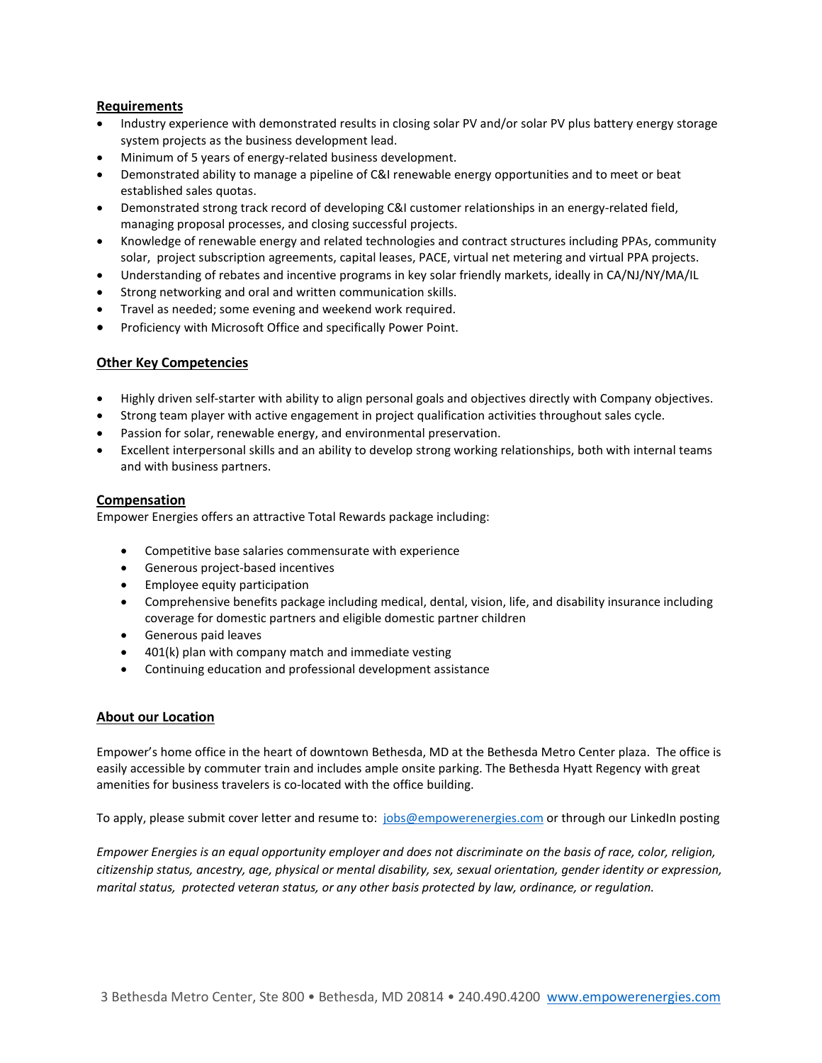## Requirements

- Industry experience with demonstrated results in closing solar PV and/or solar PV plus battery energy storage system projects as the business development lead.
- Minimum of 5 years of energy-related business development.
- Demonstrated ability to manage a pipeline of C&I renewable energy opportunities and to meet or beat established sales quotas.
- Demonstrated strong track record of developing C&I customer relationships in an energy-related field, managing proposal processes, and closing successful projects.
- Knowledge of renewable energy and related technologies and contract structures including PPAs, community solar, project subscription agreements, capital leases, PACE, virtual net metering and virtual PPA projects.
- Understanding of rebates and incentive programs in key solar friendly markets, ideally in CA/NJ/NY/MA/IL
- Strong networking and oral and written communication skills.
- Travel as needed; some evening and weekend work required.
- Proficiency with Microsoft Office and specifically Power Point.

## Other Key Competencies

- Highly driven self-starter with ability to align personal goals and objectives directly with Company objectives.
- Strong team player with active engagement in project qualification activities throughout sales cycle.
- Passion for solar, renewable energy, and environmental preservation.
- Excellent interpersonal skills and an ability to develop strong working relationships, both with internal teams and with business partners.

## Compensation

Empower Energies offers an attractive Total Rewards package including:

- Competitive base salaries commensurate with experience
- Generous project-based incentives
- Employee equity participation
- Comprehensive benefits package including medical, dental, vision, life, and disability insurance including coverage for domestic partners and eligible domestic partner children
- Generous paid leaves
- 401(k) plan with company match and immediate vesting
- Continuing education and professional development assistance

## About our Location

Empower's home office in the heart of downtown Bethesda, MD at the Bethesda Metro Center plaza. The office is easily accessible by commuter train and includes ample onsite parking. The Bethesda Hyatt Regency with great amenities for business travelers is co-located with the office building.

To apply, please submit cover letter and resume to: jobs@empowerenergies.com or through our LinkedIn posting

*Empower Energies is an equal opportunity employer and does not discriminate on the basis of race, color, religion, citizenship status, ancestry, age, physical or mental disability, sex, sexual orientation, gender identity or expression, marital status, protected veteran status, or any other basis protected by law, ordinance, or regulation.*

3 Bethesda Metro Center, Ste 800 • Bethesda, MD 20814 • 240.490.4200 www.empowerenergies.com